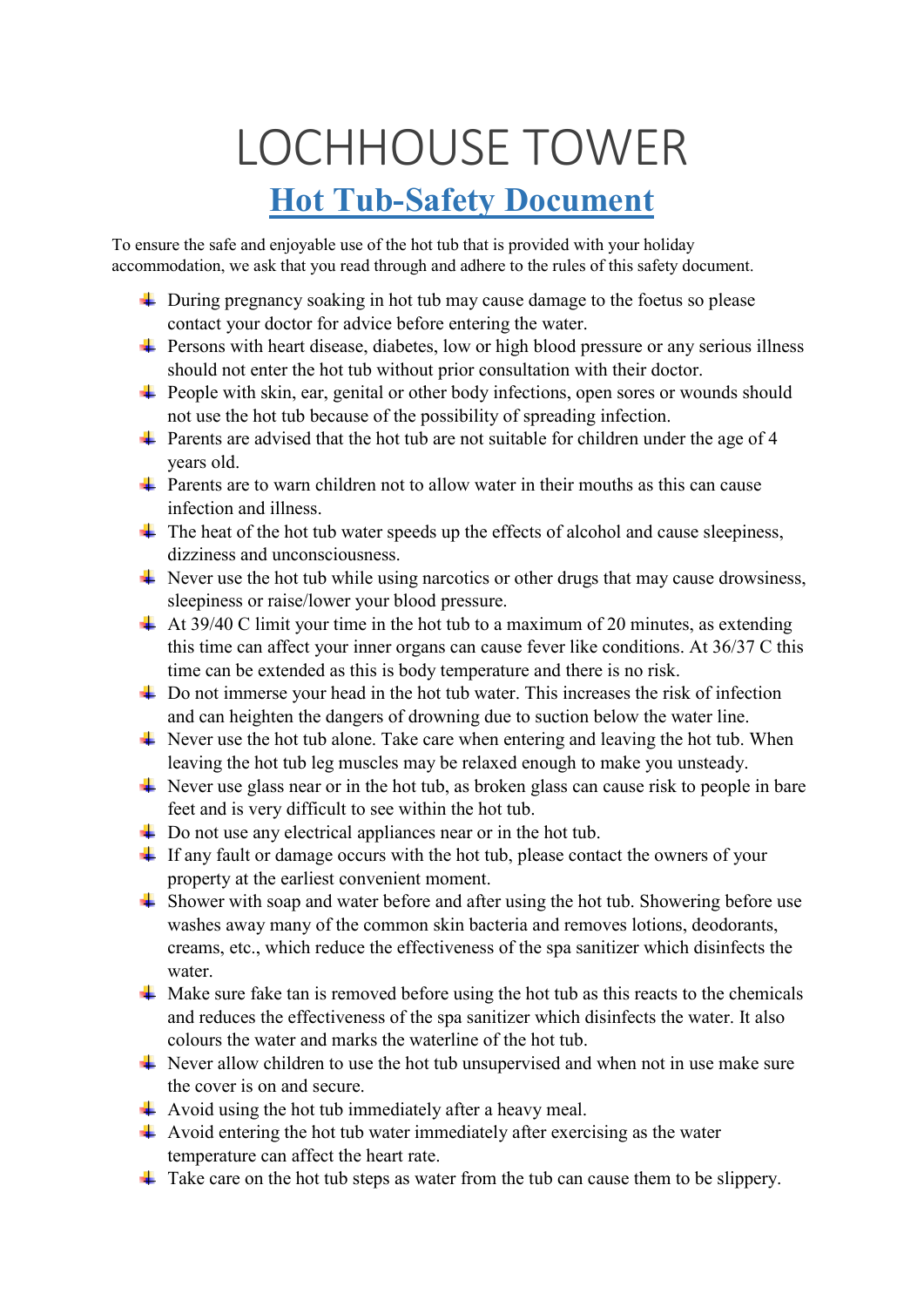# LOCHHOUSE TOWER

## Hot Tub-Safety Document

To ensure the safe and enjoyable use of the hot tub that is provided with your holiday accommodation, we ask that you read through and adhere to the rules of this safety document.

- During pregnancy soaking in hot tub may cause damage to the foetus so please contact your doctor for advice before entering the water.
- Persons with heart disease, diabetes, low or high blood pressure or any serious illness should not enter the hot tub without prior consultation with their doctor.
- People with skin, ear, genital or other body infections, open sores or wounds should not use the hot tub because of the possibility of spreading infection.
- Parents are advised that the hot tub are not suitable for children under the age of 4 years old.
- Parents are to warn children not to allow water in their mouths as this can cause infection and illness.
- The heat of the hot tub water speeds up the effects of alcohol and cause sleepiness, dizziness and unconsciousness.
- Never use the hot tub while using narcotics or other drugs that may cause drowsiness, sleepiness or raise/lower your blood pressure.
- At 39/40 C limit your time in the hot tub to a maximum of 20 minutes, as extending this time can affect your inner organs can cause fever like conditions. At 36/37 C this time can be extended as this is body temperature and there is no risk.
- Do not immerse your head in the hot tub water. This increases the risk of infection and can heighten the dangers of drowning due to suction below the water line.
- Never use the hot tub alone. Take care when entering and leaving the hot tub. When leaving the hot tub leg muscles may be relaxed enough to make you unsteady.
- Never use glass near or in the hot tub, as broken glass can cause risk to people in bare feet and is very difficult to see within the hot tub.
- Do not use any electrical appliances near or in the hot tub.
- If any fault or damage occurs with the hot tub, please contact the owners of your property at the earliest convenient moment.
- Shower with soap and water before and after using the hot tub. Showering before use washes away many of the common skin bacteria and removes lotions, deodorants, creams, etc., which reduce the effectiveness of the spa sanitizer which disinfects the water.
- Make sure fake tan is removed before using the hot tub as this reacts to the chemicals and reduces the effectiveness of the spa sanitizer which disinfects the water. It also colours the water and marks the waterline of the hot tub.
- Never allow children to use the hot tub unsupervised and when not in use make sure the cover is on and secure.
- Avoid using the hot tub immediately after a heavy meal.
- Avoid entering the hot tub water immediately after exercising as the water temperature can affect the heart rate.
- Take care on the hot tub steps as water from the tub can cause them to be slippery.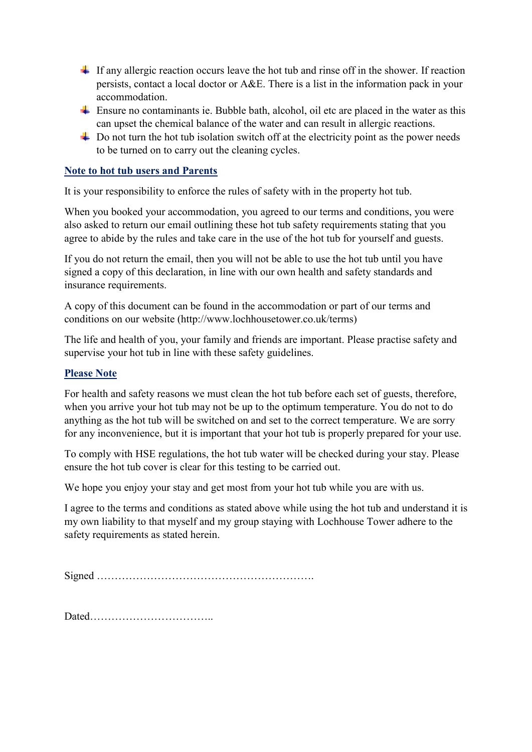- If any allergic reaction occurs leave the hot tub and rinse off in the shower. If reaction persists, contact a local doctor or A&E. There is a list in the information pack in your accommodation.
- Ensure no contaminants ie. Bubble bath, alcohol, oil etc are placed in the water as this can upset the chemical balance of the water and can result in allergic reactions.
- Do not turn the hot tub isolation switch off at the electricity point as the power needs to be turned on to carry out the cleaning cycles.

**Note to hot tub users and Parents**

It is your responsibility to enforce the rules of safety with in the property hot tub.

When you booked your accommodation, you agreed to our terms and conditions, you were also asked to return our email outlining these hot tub safety requirements stating that you agree to abide by the rules and take care in the use of the hot tub for yourself and guests.

If you do not return the email, then you will not be able to use the hot tub until you have signed a copy of this declaration, in line with our own health and safety standards and insurance requirements.

A copy of this document can be found in the accommodation or part of our terms and conditions on our website (http://www.lochhousetower.co.uk/terms)

The life and health of you, your family and friends are important. Please practise safety and supervise your hot tub in line with these safety guidelines.

**Please Note**

For health and safety reasons we must clean the hot tub before each set of guests, therefore, when you arrive your hot tub may not be up to the optimum temperature. You do not to do anything as the hot tub will be switched on and set to the correct temperature. We are sorry for any inconvenience, but it is important that your hot tub is properly prepared for your use.

To comply with HSE regulations, the hot tub water will be checked during your stay. Please ensure the hot tub cover is clear for this testing to be carried out.

We hope you enjoy your stay and get most from your hot tub while you are with us.

I agree to the terms and conditions as stated above while using the hot tub and understand it is my own liability to that myself and my group staying with Lochhouse Tower adhere to the safety requirements as stated herein.

Signed …………………………………………………….

Dated……………………………..